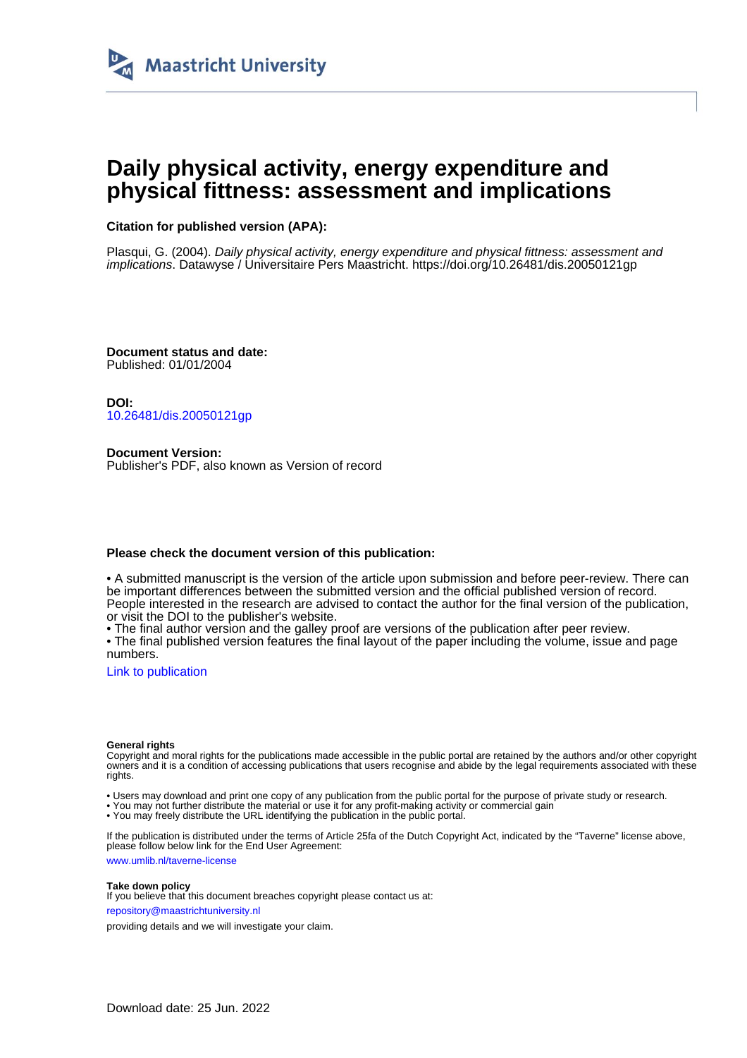Maastricht University

# Daily physical activity, energy expenditure and physical fittness: assessment and implications

**Citation for published version (APA):**

Plasqui, G. (2004). *Daily physical activity, energy expenditure and physical fittness: assessment and implications*. Datawyse / Universitaire Pers Maastricht. https://doi.org/10.26481/dis.20050121gp

**Document status and date:**
Published: 01/01/2004

**DOI:**
10.26481/dis.20050121gp

**Document Version:**
Publisher's PDF, also known as Version of record

**Please check the document version of this publication:**

• A submitted manuscript is the version of the article upon submission and before peer-review. There can be important differences between the submitted version and the official published version of record. People interested in the research are advised to contact the author for the final version of the publication, or visit the DOI to the publisher's website.
• The final author version and the galley proof are versions of the publication after peer review.
• The final published version features the final layout of the paper including the volume, issue and page numbers.

Link to publication

**General rights**
Copyright and moral rights for the publications made accessible in the public portal are retained by the authors and/or other copyright owners and it is a condition of accessing publications that users recognise and abide by the legal requirements associated with these rights.

• Users may download and print one copy of any publication from the public portal for the purpose of private study or research.
• You may not further distribute the material or use it for any profit-making activity or commercial gain
• You may freely distribute the URL identifying the publication in the public portal.

If the publication is distributed under the terms of Article 25fa of the Dutch Copyright Act, indicated by the "Taverne" license above, please follow below link for the End User Agreement:

www.umlib.nl/taverne-license

**Take down policy**
If you believe that this document breaches copyright please contact us at:

repository@maastrichtuniversity.nl

providing details and we will investigate your claim.

Download date: 25 Jun. 2022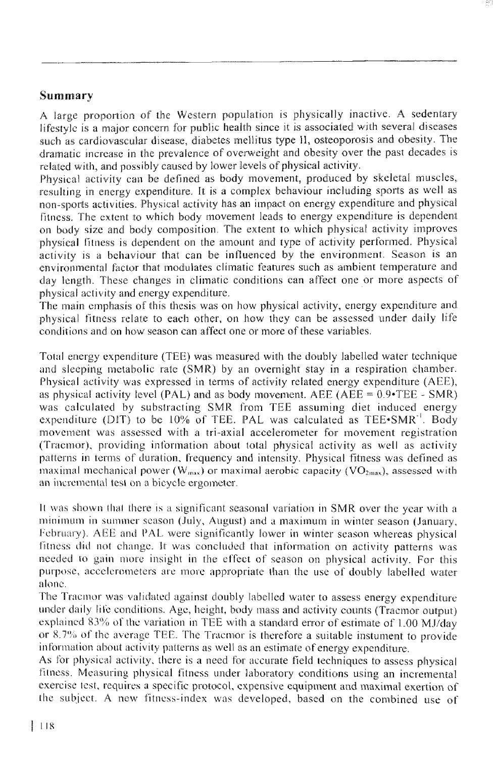## Summary

A large proportion of the Western population is physically inactive. A sedentary lifestyle is a major concern for public health since it is associated with several diseases such as cardiovascular disease, diabetes mellitus type II, osteoporosis and obesity. The dramatic increase in the prevalence of overweight and obesity over the past decades is related with, and possibly caused by lower levels of physical activity.

Physical activity can be defined as body movement, produced by skeletal muscles, resulting in energy expenditure. It is a complex behaviour including sports as well as non-sports activities. Physical activity has an impact on energy expenditure and physical fitness. The extent to which body movement leads to energy expenditure is dependent on body size and body composition. The extent to which physical activity improves physical fitness is dependent on the amount and type of activity performed. Physical activity is a behaviour that can be influenced by the environment. Season is an environmental factor that modulates climatic features such as ambient temperature and day length. These changes in climatic conditions can affect one or more aspects of physical activity and energy expenditure.

The main emphasis of this thesis was on how physical activity, energy expenditure and physical fitness relate to each other, on how they can be assessed under daily life conditions and on how season can affect one or more of these variables.

Total energy expenditure (TEE) was measured with the doubly labelled water technique and sleeping metabolic rate (SMR) by an overnight stay in a respiration chamber. Physical activity was expressed in terms of activity related energy expenditure (AEE), as physical activity level (PAL) and as body movement. AEE ($AEE = 0.9 \cdot TEE - SMR$) was calculated by substracting SMR from TEE assuming diet induced energy expenditure (DIT) to be 10% of TEE. PAL was calculated as $TEE \cdot SMR^{-1}$. Body movement was assessed with a tri-axial accelerometer for movement registration (Tracmor), providing information about total physical activity as well as activity patterns in terms of duration, frequency and intensity. Physical fitness was defined as maximal mechanical power ($W_{max}$) or maximal aerobic capacity ($VO_{2max}$), assessed with an incremental test on a bicycle ergometer.

It was shown that there is a significant seasonal variation in SMR over the year with a minimum in summer season (July, August) and a maximum in winter season (January, February). AEE and PAL were significantly lower in winter season whereas physical fitness did not change. It was concluded that information on activity patterns was needed to gain more insight in the effect of season on physical activity. For this purpose, accelerometers are more appropriate than the use of doubly labelled water alone.

The Tracmor was validated against doubly labelled water to assess energy expenditure under daily life conditions. Age, height, body mass and activity counts (Tracmor output) explained 83% of the variation in TEE with a standard error of estimate of 1.00 MJ/day or 8.7% of the average TEE. The Tracmor is therefore a suitable instument to provide information about activity patterns as well as an estimate of energy expenditure.

As for physical activity, there is a need for accurate field techniques to assess physical fitness. Measuring physical fitness under laboratory conditions using an incremental exercise test, requires a specific protocol, expensive equipment and maximal exertion of the subject. A new fitness-index was developed, based on the combined use of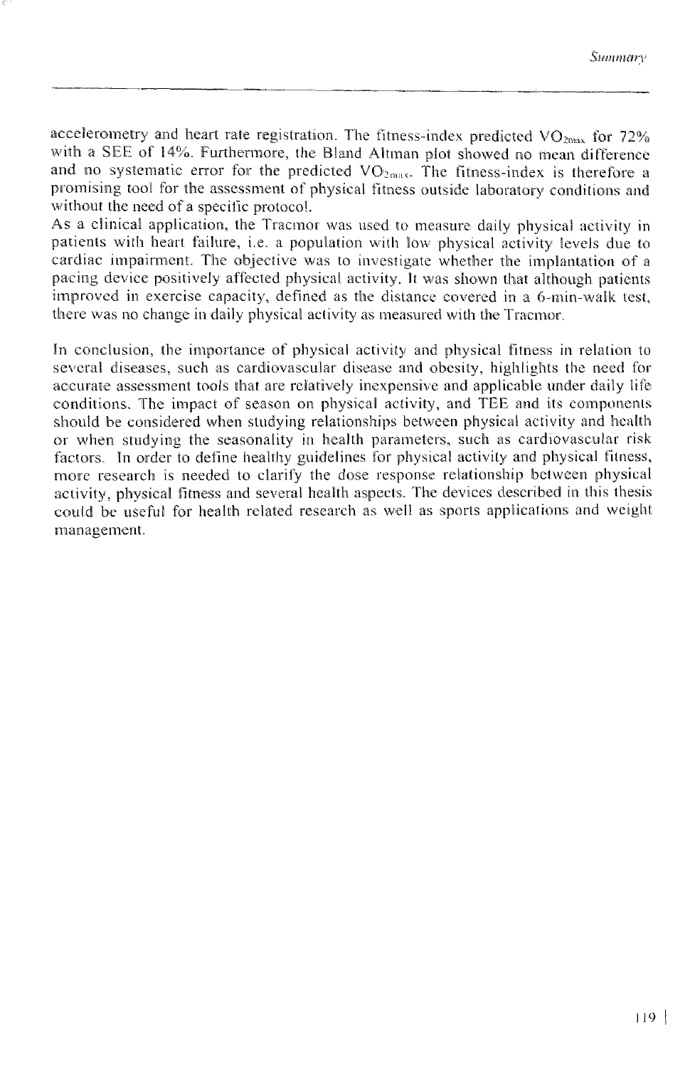accelerometry and heart rate registration. The fitness-index predicted $VO_{2max}$ for 72% with a SEE of 14%. Furthermore, the Bland Altman plot showed no mean difference and no systematic error for the predicted $VO_{2max}$. The fitness-index is therefore a promising tool for the assessment of physical fitness outside laboratory conditions and without the need of a specific protocol.

As a clinical application, the Tracmor was used to measure daily physical activity in patients with heart failure, i.e. a population with low physical activity levels due to cardiac impairment. The objective was to investigate whether the implantation of a pacing device positively affected physical activity. It was shown that although patients improved in exercise capacity, defined as the distance covered in a 6-min-walk test, there was no change in daily physical activity as measured with the Tracmor.

In conclusion, the importance of physical activity and physical fitness in relation to several diseases, such as cardiovascular disease and obesity, highlights the need for accurate assessment tools that are relatively inexpensive and applicable under daily life conditions. The impact of season on physical activity, and TEE and its components should be considered when studying relationships between physical activity and health or when studying the seasonality in health parameters, such as cardiovascular risk factors. In order to define healthy guidelines for physical activity and physical fitness, more research is needed to clarify the dose response relationship between physical activity, physical fitness and several health aspects. The devices described in this thesis could be useful for health related research as well as sports applications and weight management.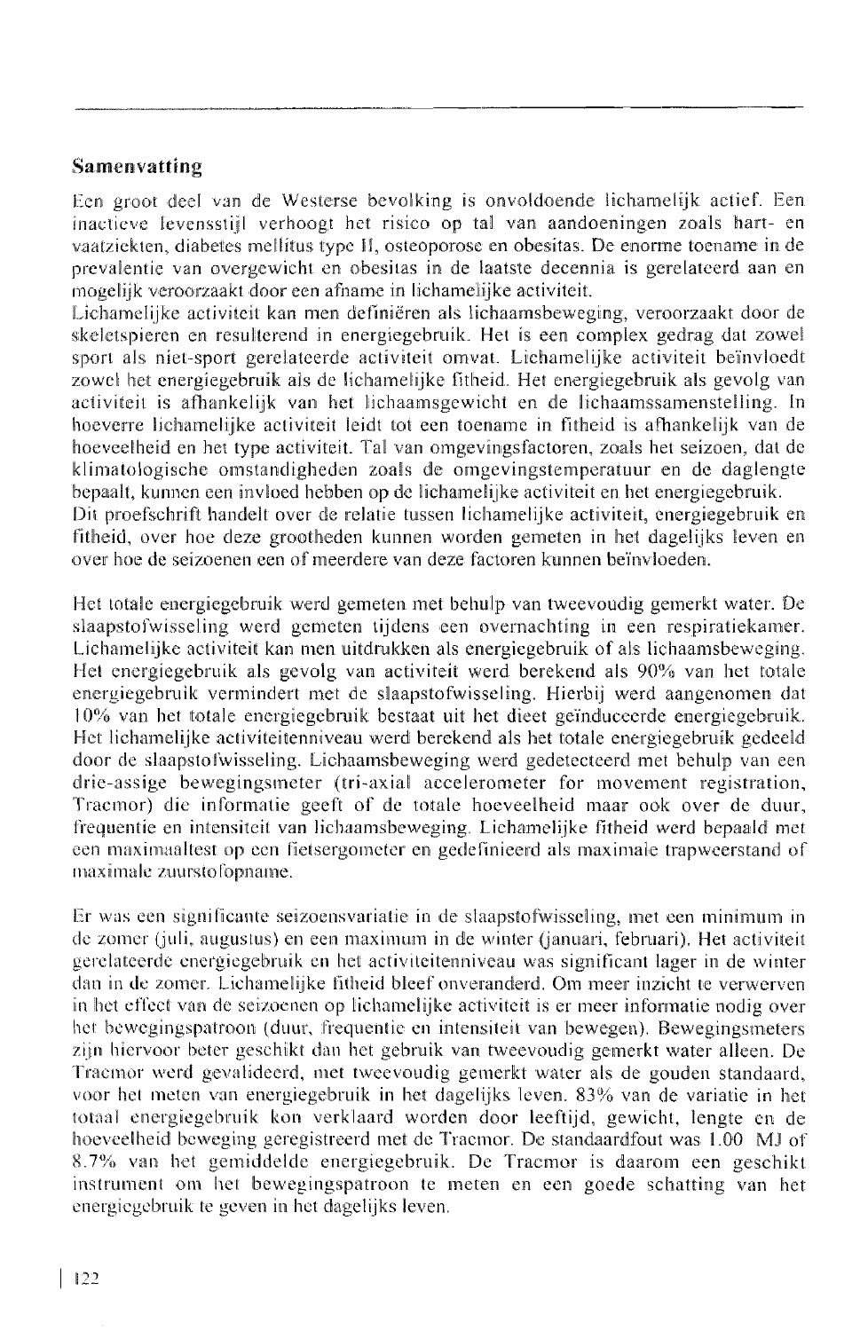## Samenvatting

Een groot deel van de Westerse bevolking is onvoldoende lichamelijk actief. Een inactieve levensstijl verhoogt het risico op tal van aandoeningen zoals hart- en vaatziekten, diabetes mellitus type II, osteoporose en obesitas. De enorme toename in de prevalentie van overgewicht en obesitas in de laatste decennia is gerelateerd aan en mogelijk veroorzaakt door een afname in lichamelijke activiteit.
Lichamelijke activiteit kan men definiëren als lichaamsbeweging, veroorzaakt door de skeletspieren en resulterend in energiegebruik. Het is een complex gedrag dat zowel sport als niet-sport gerelateerde activiteit omvat. Lichamelijke activiteit beïnvloedt zowel het energiegebruik als de lichamelijke fitheid. Het energiegebruik als gevolg van activiteit is afhankelijk van het lichaamsgewicht en de lichaamssamenstelling. In hoeverre lichamelijke activiteit leidt tot een toename in fitheid is afhankelijk van de hoeveelheid en het type activiteit. Tal van omgevingsfactoren, zoals het seizoen, dat de klimatologische omstandigheden zoals de omgevingstemperatuur en de daglengte bepaalt, kunnen een invloed hebben op de lichamelijke activiteit en het energiegebruik.
Dit proefschrift handelt over de relatie tussen lichamelijke activiteit, energiegebruik en fitheid, over hoe deze grootheden kunnen worden gemeten in het dagelijks leven en over hoe de seizoenen een of meerdere van deze factoren kunnen beïnvloeden.

Het totale energiegebruik werd gemeten met behulp van tweevoudig gemerkt water. De slaapstofwisseling werd gemeten tijdens een overnachting in een respiratiekamer. Lichamelijke activiteit kan men uitdrukken als energiegebruik of als lichaamsbeweging. Het energiegebruik als gevolg van activiteit werd berekend als 90% van het totale energiegebruik verminderd met de slaapstofwisseling. Hierbij werd aangenomen dat 10% van het totale energiegebruik bestaat uit het dieet geïnduceerde energiegebruik. Het lichamelijke activiteitenniveau werd berekend als het totale energiegebruik gedeeld door de slaapstofwisseling. Lichaamsbeweging werd gedetecteerd met behulp van een drie-assige bewegingsmeter (tri-axial accelerometer for movement registration, Tracmor) die informatie geeft of de totale hoeveelheid maar ook over de duur, frequentie en intensiteit van lichaamsbeweging. Lichamelijke fitheid werd bepaald met een maximaaltest op een fietsergometer en gedefinieerd als maximale trapweerstand of maximale zuurstofopname.

Er was een significante seizoensvariatie in de slaapstofwisseling, met een minimum in de zomer (juli, augustus) en een maximum in de winter (januari, februari). Het activiteit gerelateerde energiegebruik en het activiteitenniveau was significant lager in de winter dan in de zomer. Lichamelijke fitheid bleef onveranderd. Om meer inzicht te verwerven in het effect van de seizoenen op lichamelijke activiteit is er meer informatie nodig over het bewegingspatroon (duur, frequentie en intensiteit van bewegen). Bewegingsmeters zijn hiervoor beter geschikt dan het gebruik van tweevoudig gemerkt water alleen. De Tracmor werd gevalideerd, met tweevoudig gemerkt water als de gouden standaard, voor het meten van energiegebruik in het dagelijks leven. 83% van de variatie in het totaal energiegebruik kon verklaard worden door leeftijd, gewicht, lengte en de hoeveelheid beweging geregistreerd met de Tracmor. De standaardfout was 1.00 MJ of 8.7% van het gemiddelde energiegebruik. De Tracmor is daarom een geschikt instrument om het bewegingspatroon te meten en een goede schatting van het energiegebruik te geven in het dagelijks leven.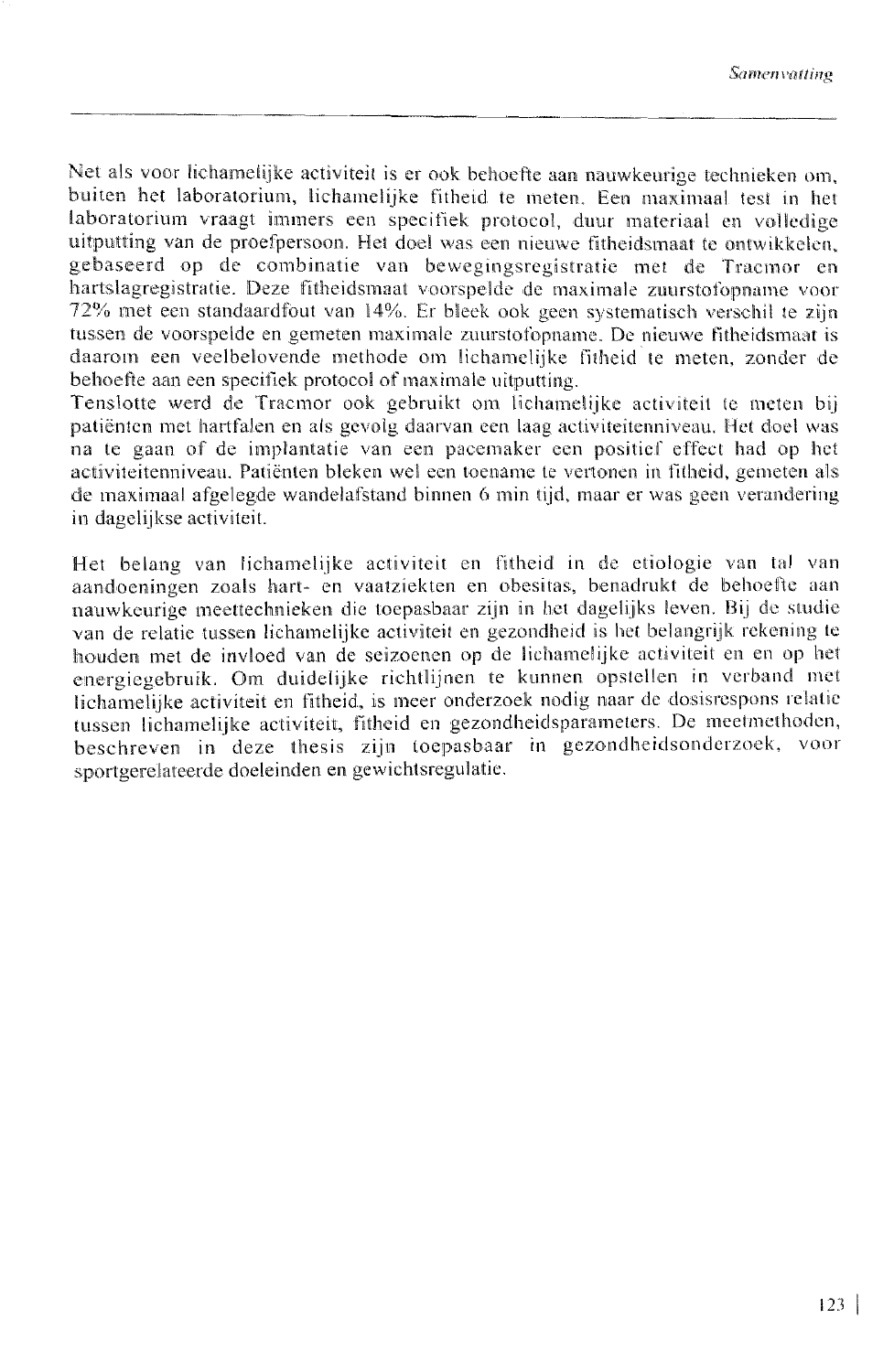Net als voor lichamelijke activiteit is er ook behoefte aan nauwkeurige technieken om, buiten het laboratorium, lichamelijke fitheid te meten. Een maximaal test in het laboratorium vraagt immers een specifiek protocol, duur materiaal en volledige uitputting van de proefpersoon. Het doel was een nieuwe fitheidsmaat te ontwikkelen, gebaseerd op de combinatie van bewegingsregistratie met de Tracmor en hartslagregistratie. Deze fitheidsmaat voorspelde de maximale zuurstofopname voor 72% met een standaardfout van 14%. Er bleek ook geen systematisch verschil te zijn tussen de voorspelde en gemeten maximale zuurstofopname. De nieuwe fitheidsmaat is daarom een veelbelovende methode om lichamelijke fitheid te meten, zonder de behoefte aan een specifiek protocol of maximale uitputting.
Tenslotte werd de Tracmor ook gebruikt om lichamelijke activiteit te meten bij patiënten met hartfalen en als gevolg daarvan een laag activiteitenniveau. Het doel was na te gaan of de implantatie van een pacemaker een positief effect had op het activiteitenniveau. Patiënten bleken wel een toename te vertonen in fitheid, gemeten als de maximaal afgelegde wandelafstand binnen 6 min tijd, maar er was geen verandering in dagelijkse activiteit.

Het belang van lichamelijke activiteit en fitheid in de etiologie van tal van aandoeningen zoals hart- en vaatziekten en obesitas, benadrukt de behoefte aan nauwkeurige meettechnieken die toepasbaar zijn in het dagelijks leven. Bij de studie van de relatie tussen lichamelijke activiteit en gezondheid is het belangrijk rekening te houden met de invloed van de seizoenen op de lichamelijke activiteit en en op het energiegebruik. Om duidelijke richtlijnen te kunnen opstellen in verband met lichamelijke activiteit en fitheid, is meer onderzoek nodig naar de dosisrespons relatie tussen lichamelijke activiteit, fitheid en gezondheidsparameters. De meetmethoden, beschreven in deze thesis zijn toepasbaar in gezondheidsonderzoek, voor sportgerelateerde doeleinden en gewichtsregulatie.